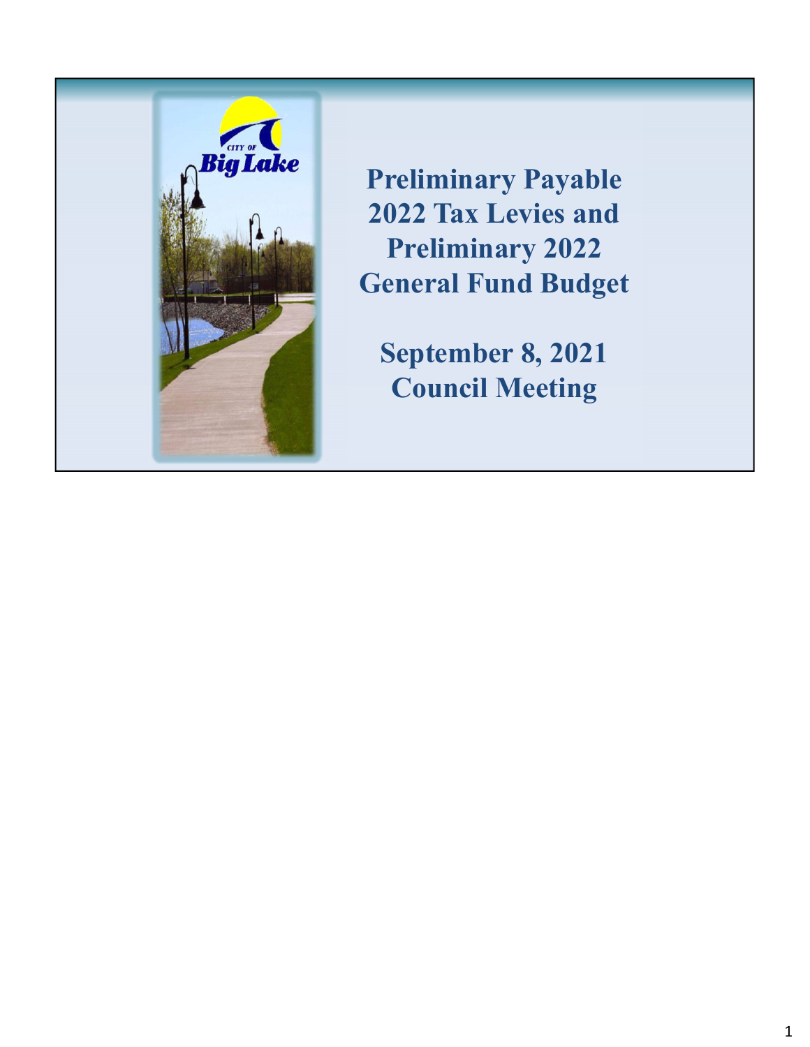# Preliminary Payable 2022 Tax Levies and Preliminary 2022 General Fund Budget

## September 8, 2021 Council Meeting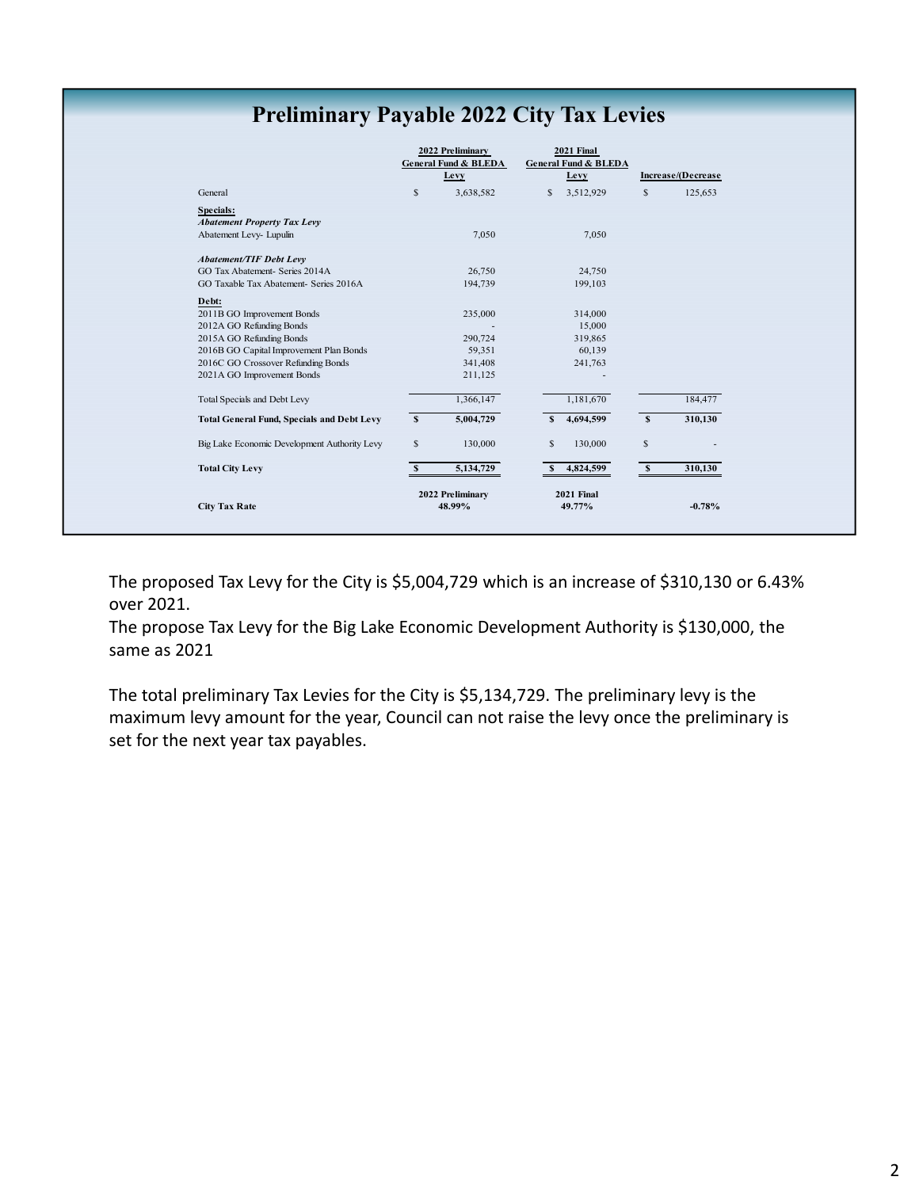# Preliminary Payable 2022 City Tax Levies

| | 2022 Preliminary General Fund & BLEDA Levy | 2021 Final General Fund & BLEDA Levy | Increase/(Decrease |
|---|---|---|---|
| General | $ 3,638,582 | $ 3,512,929 | $ 125,653 |
| **Specials:** | | | |
| ***Abatement Property Tax Levy*** | | | |
| Abatement Levy- Lupulin | 7,050 | 7,050 | |
| ***Abatement/TIF Debt Levy*** | | | |
| GO Tax Abatement- Series 2014A | 26,750 | 24,750 | |
| GO Taxable Tax Abatement- Series 2016A | 194,739 | 199,103 | |
| **Debt:** | | | |
| 2011B GO Improvement Bonds | 235,000 | 314,000 | |
| 2012A GO Refunding Bonds | - | 15,000 | |
| 2015A GO Refunding Bonds | 290,724 | 319,865 | |
| 2016B GO Capital Improvement Plan Bonds | 59,351 | 60,139 | |
| 2016C GO Crossover Refunding Bonds | 341,408 | 241,763 | |
| 2021A GO Improvement Bonds | 211,125 | - | |
| Total Specials and Debt Levy | 1,366,147 | 1,181,670 | 184,477 |
| **Total General Fund, Specials and Debt Levy** | **$ 5,004,729** | **$ 4,694,599** | **$ 310,130** |
| Big Lake Economic Development Authority Levy | $ 130,000 | $ 130,000 | $ - |
| **Total City Levy** | **$ 5,134,729** | **$ 4,824,599** | **$ 310,130** |
| | **2022 Preliminary** | **2021 Final** | |
| **City Tax Rate** | **48.99%** | **49.77%** | **-0.78%** |

The proposed Tax Levy for the City is $5,004,729 which is an increase of $310,130 or 6.43% over 2021.

The propose Tax Levy for the Big Lake Economic Development Authority is $130,000, the same as 2021

The total preliminary Tax Levies for the City is $5,134,729. The preliminary levy is the maximum levy amount for the year, Council can not raise the levy once the preliminary is set for the next year tax payables.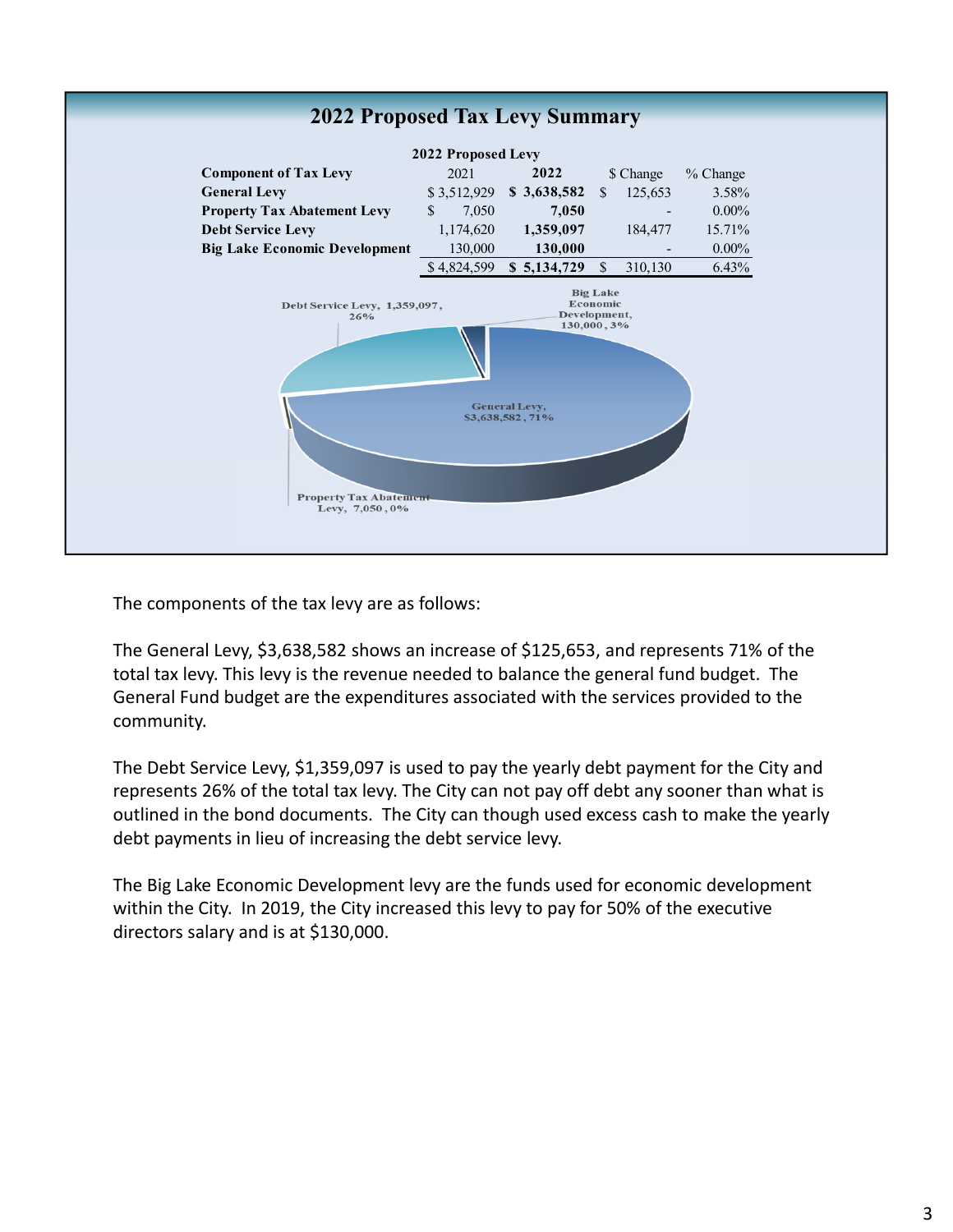## 2022 Proposed Tax Levy Summary

| 2022 Proposed Levy | | | | |
|---|---|---|---|---|
| **Component of Tax Levy** | 2021 | **2022** | $ Change | % Change |
| **General Levy** | $ 3,512,929 | **$ 3,638,582** | $ 125,653 | 3.58% |
| **Property Tax Abatement Levy** | $ 7,050 | **7,050** | - | 0.00% |
| **Debt Service Levy** | 1,174,620 | **1,359,097** | 184,477 | 15.71% |
| **Big Lake Economic Development** | 130,000 | **130,000** | - | 0.00% |
| | $ 4,824,599 | **$ 5,134,729** | $ 310,130 | 6.43% |

Debt Service Levy, 1,359,097, 26%

Big Lake Economic Development, 130,000, 3%

General Levy, $3,638,582, 71%

Property Tax Abatement Levy, 7,050, 0%

The components of the tax levy are as follows:

The General Levy, $3,638,582 shows an increase of $125,653, and represents 71% of the total tax levy. This levy is the revenue needed to balance the general fund budget. The General Fund budget are the expenditures associated with the services provided to the community.

The Debt Service Levy, $1,359,097 is used to pay the yearly debt payment for the City and represents 26% of the total tax levy. The City can not pay off debt any sooner than what is outlined in the bond documents. The City can though used excess cash to make the yearly debt payments in lieu of increasing the debt service levy.

The Big Lake Economic Development levy are the funds used for economic development within the City. In 2019, the City increased this levy to pay for 50% of the executive directors salary and is at $130,000.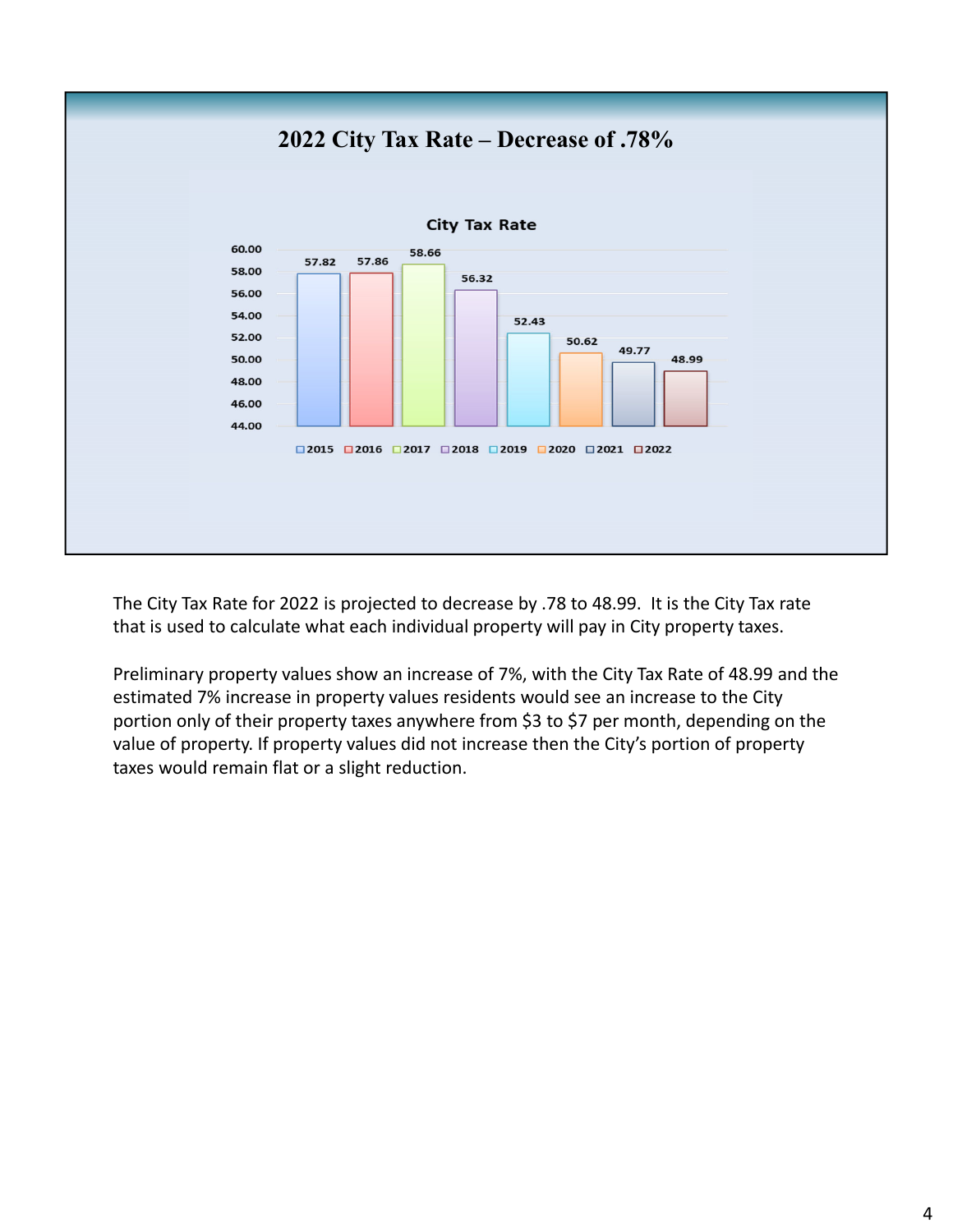## 2022 City Tax Rate – Decrease of .78%

**City Tax Rate**

| Year | City Tax Rate |
|---|---|
| 2015 | 57.82 |
| 2016 | 57.86 |
| 2017 | 58.66 |
| 2018 | 56.32 |
| 2019 | 52.43 |
| 2020 | 50.62 |
| 2021 | 49.77 |
| 2022 | 48.99 |

The City Tax Rate for 2022 is projected to decrease by .78 to 48.99. It is the City Tax rate that is used to calculate what each individual property will pay in City property taxes.

Preliminary property values show an increase of 7%, with the City Tax Rate of 48.99 and the estimated 7% increase in property values residents would see an increase to the City portion only of their property taxes anywhere from $3 to $7 per month, depending on the value of property. If property values did not increase then the City's portion of property taxes would remain flat or a slight reduction.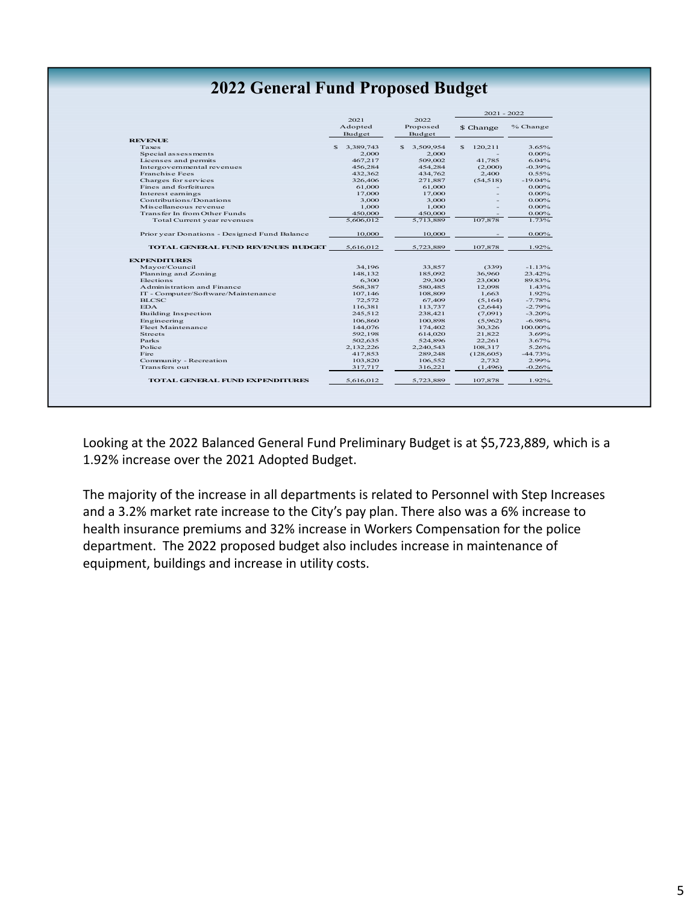## 2022 General Fund Proposed Budget

| | 2021 Adopted Budget | 2022 Proposed Budget | 2021 - 2022 $ Change | 2021 - 2022 % Change |
|---|---|---|---|---|
| **REVENUE** | | | | |
| Taxes | $ 3,389,743 | $ 3,509,954 | $ 120,211 | 3.65% |
| Special assessments | 2,000 | 2,000 | - | 0.00% |
| Licenses and permits | 467,217 | 509,002 | 41,785 | 6.04% |
| Intergovernmental revenues | 456,284 | 454,284 | (2,000) | -0.39% |
| Franchise Fees | 432,362 | 434,762 | 2,400 | 0.55% |
| Charges for services | 326,406 | 271,887 | (54,518) | -19.04% |
| Fines and forfeitures | 61,000 | 61,000 | - | 0.00% |
| Interest earnings | 17,000 | 17,000 | - | 0.00% |
| Contributions/Donations | 3,000 | 3,000 | - | 0.00% |
| Miscellaneous revenue | 1,000 | 1,000 | - | 0.00% |
| Transfer In from Other Funds | 450,000 | 450,000 | - | 0.00% |
| Total Current year revenues | 5,606,012 | 5,713,889 | 107,878 | 1.73% |
| Prior year Donations - Designed Fund Balance | 10,000 | 10,000 | - | 0.00% |
| **TOTAL GENERAL FUND REVENUES BUDGET** | 5,616,012 | 5,723,889 | 107,878 | 1.92% |
| **EXPENDITURES** | | | | |
| Mayor/Council | 34,196 | 33,857 | (339) | -1.13% |
| Planning and Zoning | 148,132 | 185,092 | 36,960 | 23.42% |
| Elections | 6,300 | 29,300 | 23,000 | 89.83% |
| Administration and Finance | 568,387 | 580,485 | 12,098 | 1.43% |
| IT - Computer/Software/Maintenance | 107,146 | 108,809 | 1,663 | 1.92% |
| BLCSC | 72,572 | 67,409 | (5,164) | -7.78% |
| EDA | 116,381 | 113,737 | (2,644) | -2.79% |
| Building Inspection | 245,512 | 238,421 | (7,091) | -3.20% |
| Engineering | 106,860 | 100,898 | (5,962) | -6.98% |
| Fleet Maintenance | 144,076 | 174,402 | 30,326 | 100.00% |
| Streets | 592,198 | 614,020 | 21,822 | 3.69% |
| Parks | 502,635 | 524,896 | 22,261 | 3.67% |
| Police | 2,132,226 | 2,240,543 | 108,317 | 5.26% |
| Fire | 417,853 | 289,248 | (128,605) | -44.73% |
| Community - Recreation | 103,820 | 106,552 | 2,732 | 2.99% |
| Transfers out | 317,717 | 316,221 | (1,496) | -0.26% |
| **TOTAL GENERAL FUND EXPENDITURES** | 5,616,012 | 5,723,889 | 107,878 | 1.92% |

Looking at the 2022 Balanced General Fund Preliminary Budget is at $5,723,889, which is a 1.92% increase over the 2021 Adopted Budget.

The majority of the increase in all departments is related to Personnel with Step Increases and a 3.2% market rate increase to the City's pay plan. There also was a 6% increase to health insurance premiums and 32% increase in Workers Compensation for the police department. The 2022 proposed budget also includes increase in maintenance of equipment, buildings and increase in utility costs.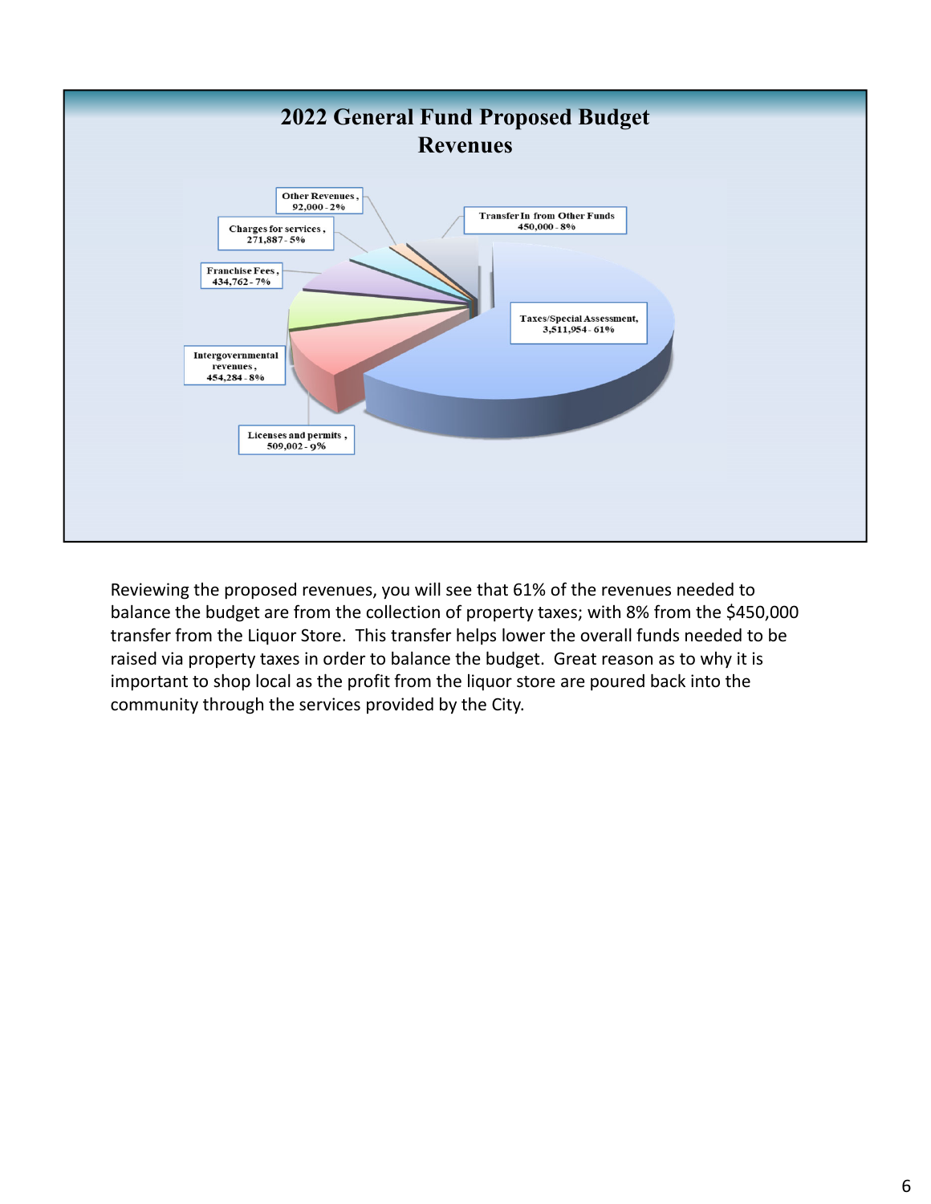## 2022 General Fund Proposed Budget
## Revenues

| Category | Amount | Percent |
|---|---|---|
| Taxes/Special Assessment | 3,511,954 | 61% |
| Licenses and permits | 509,002 | 9% |
| Intergovernmental revenues | 454,284 | 8% |
| Franchise Fees | 434,762 | 7% |
| Charges for services | 271,887 | 5% |
| Other Revenues | 92,000 | 2% |
| Transfer In from Other Funds | 450,000 | 8% |

Reviewing the proposed revenues, you will see that 61% of the revenues needed to balance the budget are from the collection of property taxes; with 8% from the $450,000 transfer from the Liquor Store. This transfer helps lower the overall funds needed to be raised via property taxes in order to balance the budget. Great reason as to why it is important to shop local as the profit from the liquor store are poured back into the community through the services provided by the City.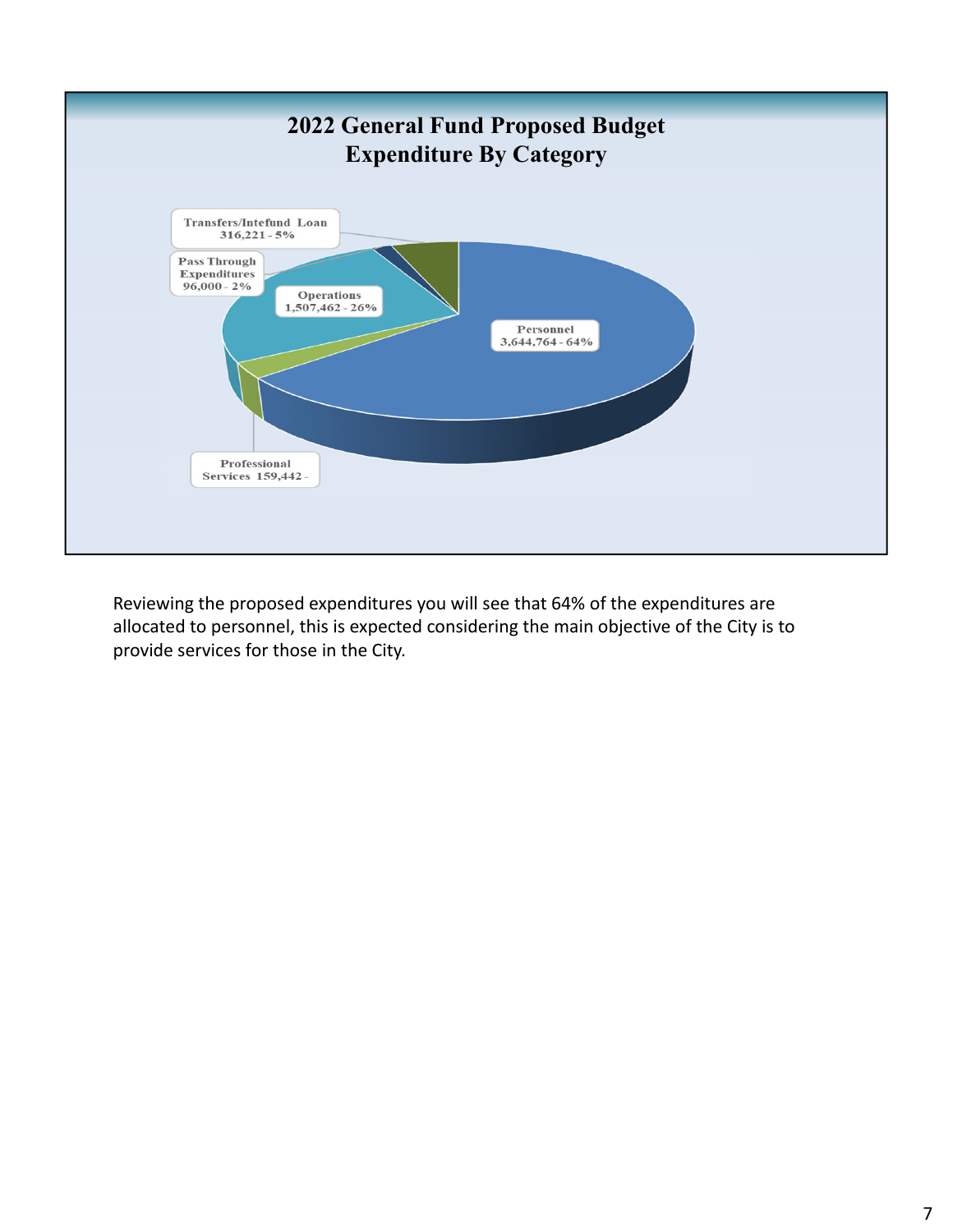## 2022 General Fund Proposed Budget
## Expenditure By Category

Transfers/Intefund Loan
316,221 - 5%

Pass Through Expenditures
96,000 - 2%

Operations
1,507,462 - 26%

Personnel
3,644,764 - 64%

Professional Services 159,442 -

Reviewing the proposed expenditures you will see that 64% of the expenditures are allocated to personnel, this is expected considering the main objective of the City is to provide services for those in the City.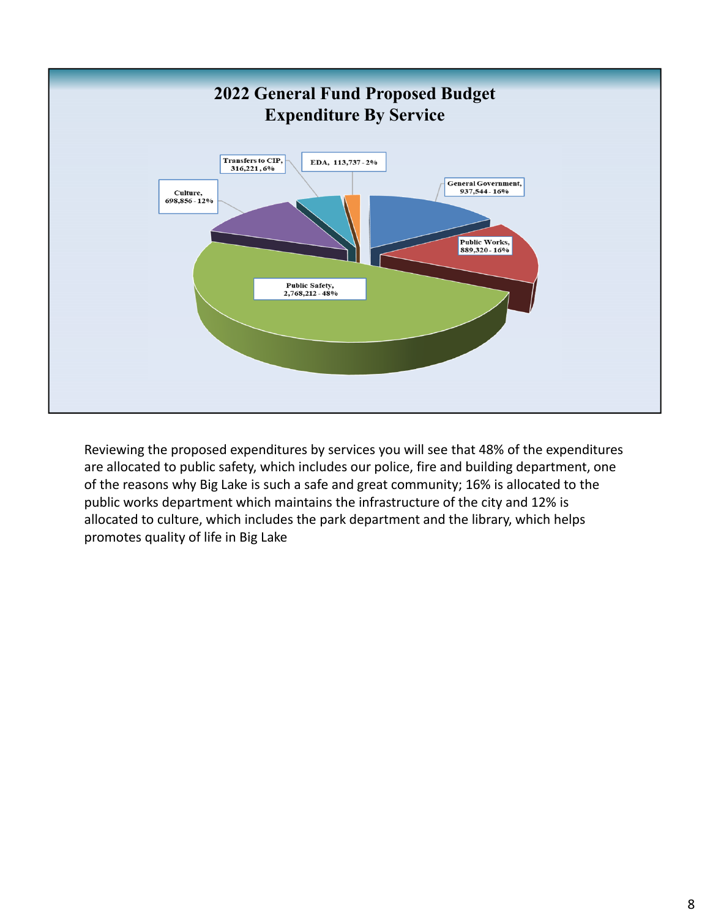## 2022 General Fund Proposed Budget
## Expenditure By Service

| Service | Amount | Percent |
|---|---|---|
| General Government | 937,544 | 16% |
| Public Works | 889,320 | 16% |
| Public Safety | 2,768,212 | 48% |
| Culture | 698,856 | 12% |
| Transfers to CIP | 316,221 | 6% |
| EDA | 113,737 | 2% |

Reviewing the proposed expenditures by services you will see that 48% of the expenditures are allocated to public safety, which includes our police, fire and building department, one of the reasons why Big Lake is such a safe and great community; 16% is allocated to the public works department which maintains the infrastructure of the city and 12% is allocated to culture, which includes the park department and the library, which helps promotes quality of life in Big Lake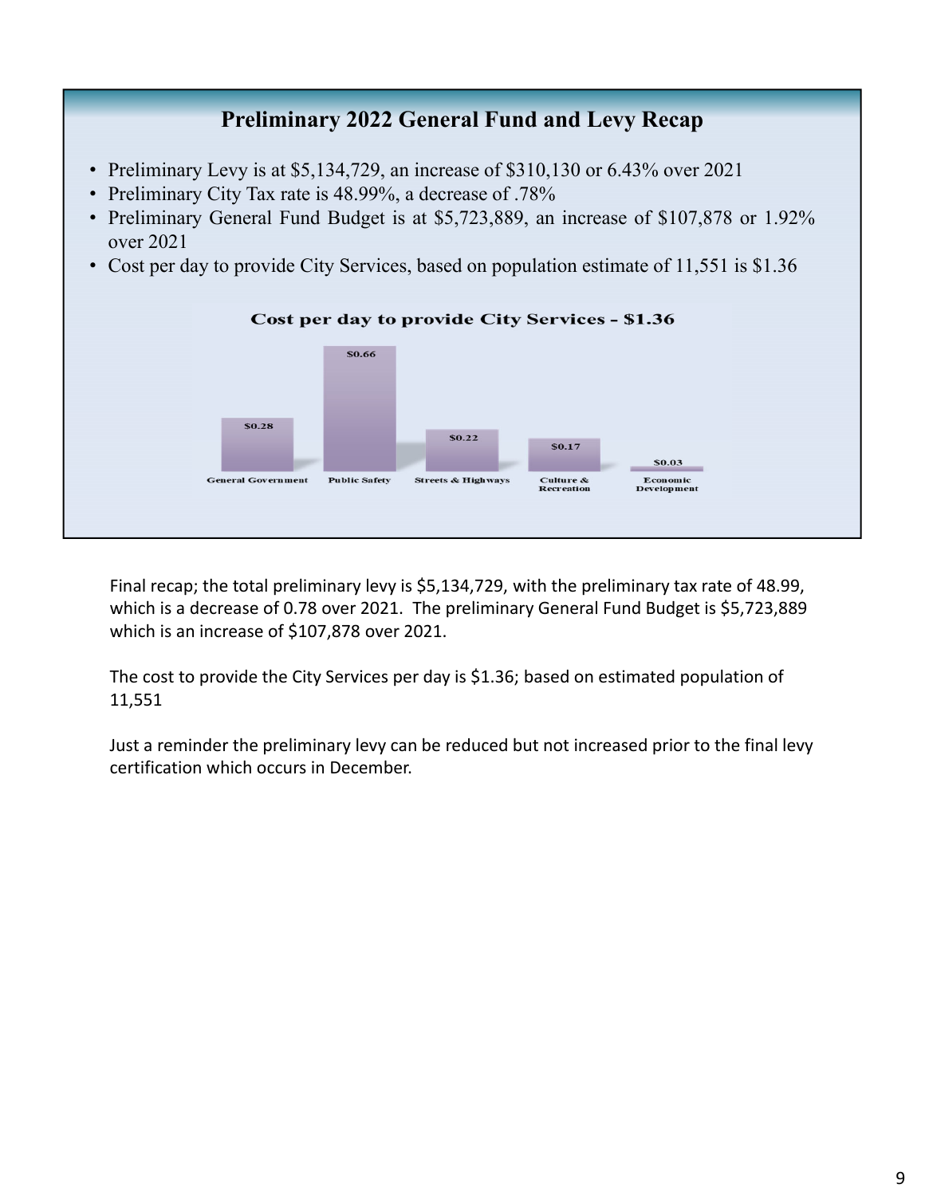## Preliminary 2022 General Fund and Levy Recap

- Preliminary Levy is at $5,134,729, an increase of $310,130 or 6.43% over 2021
- Preliminary City Tax rate is 48.99%, a decrease of .78%
- Preliminary General Fund Budget is at $5,723,889, an increase of $107,878 or 1.92% over 2021
- Cost per day to provide City Services, based on population estimate of 11,551 is $1.36

**Cost per day to provide City Services - $1.36**

| General Government | Public Safety | Streets & Highways | Culture & Recreation | Economic Development |
|---|---|---|---|---|
| $0.28 | $0.66 | $0.22 | $0.17 | $0.03 |

Final recap; the total preliminary levy is $5,134,729, with the preliminary tax rate of 48.99, which is a decrease of 0.78 over 2021. The preliminary General Fund Budget is $5,723,889 which is an increase of $107,878 over 2021.

The cost to provide the City Services per day is $1.36; based on estimated population of 11,551

Just a reminder the preliminary levy can be reduced but not increased prior to the final levy certification which occurs in December.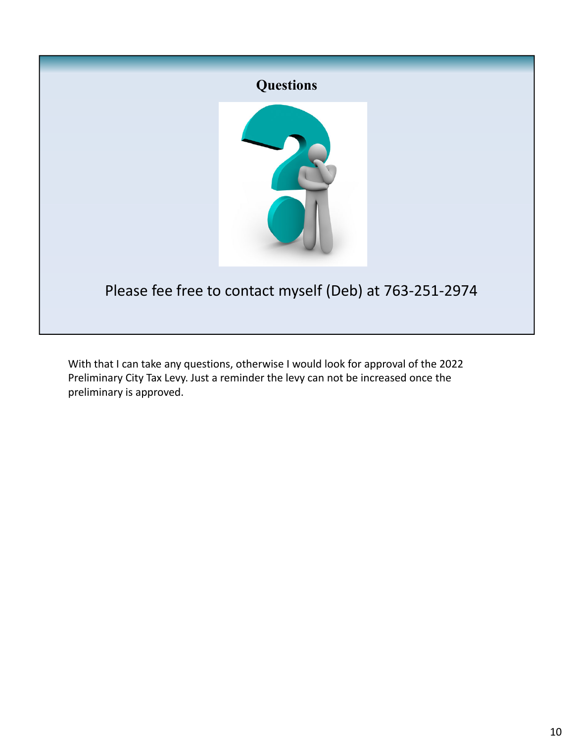## Questions

Please fee free to contact myself (Deb) at 763-251-2974

With that I can take any questions, otherwise I would look for approval of the 2022 Preliminary City Tax Levy. Just a reminder the levy can not be increased once the preliminary is approved.